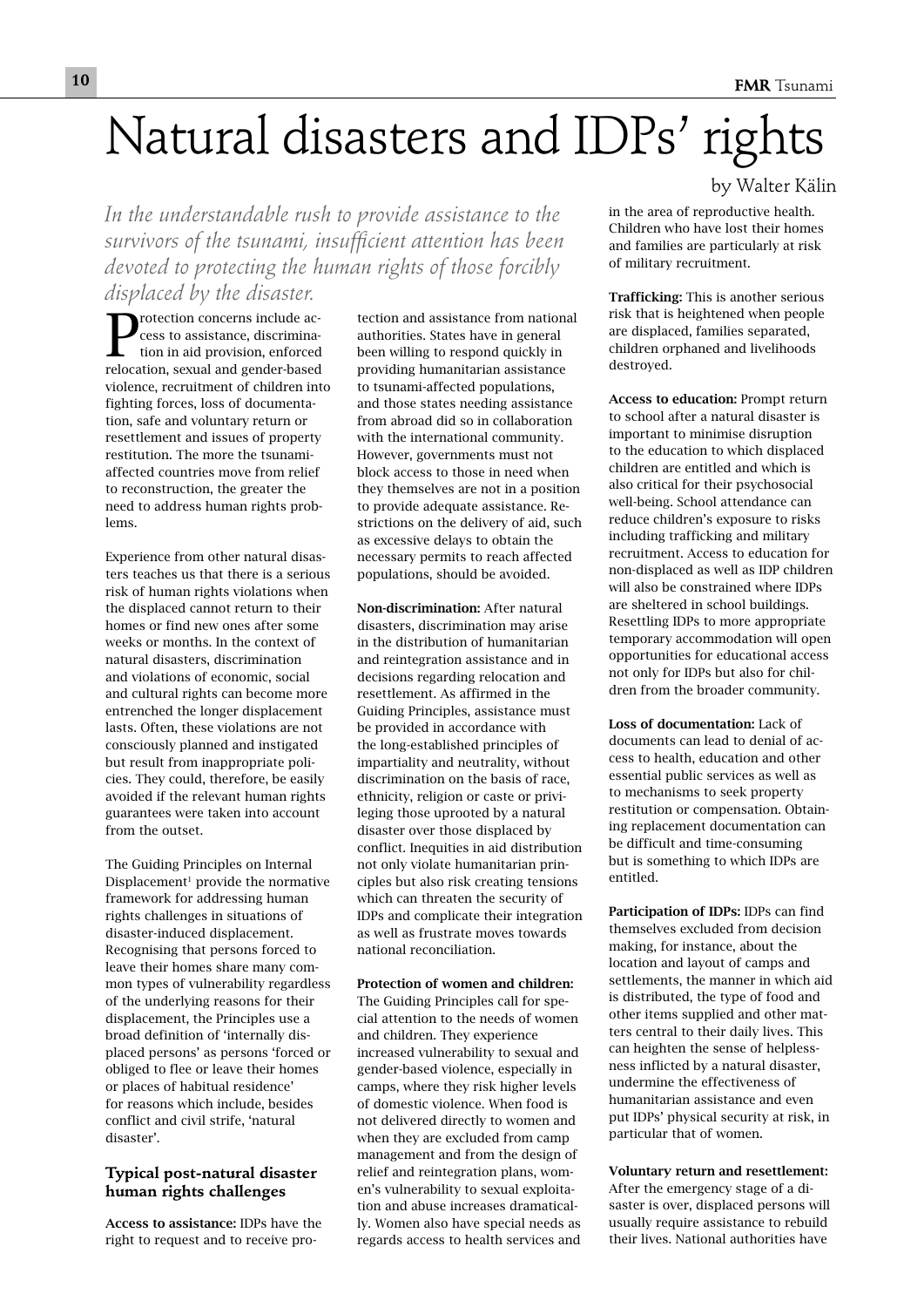# Natural disasters and IDPs' rights

by Walter Kälin

*In the understandable rush to provide assistance to the survivors of the tsunami, insufficient attention has been devoted to protecting the human rights of those forcibly displaced by the disaster.*

Protection concerns include access to assistance, discrimination in aid provision, enforced relocation, sexual and gender-based violence, recruitment of children into fighting forces, loss of documentation, safe and voluntary return or resettlement and issues of property restitution. The more the tsunami-affected countries move from relief to reconstruction, the greater the need to address human rights problems.

Experience from other natural disasters teaches us that there is a serious risk of human rights violations when the displaced cannot return to their homes or find new ones after some weeks or months. In the context of natural disasters, discrimination and violations of economic, social and cultural rights can become more entrenched the longer displacement lasts. Often, these violations are not consciously planned and instigated but result from inappropriate policies. They could, therefore, be easily avoided if the relevant human rights guarantees were taken into account from the outset.

The Guiding Principles on Internal Displacement[1] provide the normative framework for addressing human rights challenges in situations of disaster-induced displacement. Recognising that persons forced to leave their homes share many common types of vulnerability regardless of the underlying reasons for their displacement, the Principles use a broad definition of 'internally displaced persons' as persons 'forced or obliged to flee or leave their homes or places of habitual residence' for reasons which include, besides conflict and civil strife, 'natural disaster'.

## Typical post-natural disaster human rights challenges

**Access to assistance:** IDPs have the right to request and to receive protection and assistance from national authorities. States have in general been willing to respond quickly in providing humanitarian assistance to tsunami-affected populations, and those states needing assistance from abroad did so in collaboration with the international community. However, governments must not block access to those in need when they themselves are not in a position to provide adequate assistance. Restrictions on the delivery of aid, such as excessive delays to obtain the necessary permits to reach affected populations, should be avoided.

**Non-discrimination:** After natural disasters, discrimination may arise in the distribution of humanitarian and reintegration assistance and in decisions regarding relocation and resettlement. As affirmed in the Guiding Principles, assistance must be provided in accordance with the long-established principles of impartiality and neutrality, without discrimination on the basis of race, ethnicity, religion or caste or privileging those uprooted by a natural disaster over those displaced by conflict. Inequities in aid distribution not only violate humanitarian principles but also risk creating tensions which can threaten the security of IDPs and complicate their integration as well as frustrate moves towards national reconciliation.

**Protection of women and children:** The Guiding Principles call for special attention to the needs of women and children. They experience increased vulnerability to sexual and gender-based violence, especially in camps, where they risk higher levels of domestic violence. When food is not delivered directly to women and when they are excluded from camp management and from the design of relief and reintegration plans, women's vulnerability to sexual exploitation and abuse increases dramatically. Women also have special needs as regards access to health services and in the area of reproductive health. Children who have lost their homes and families are particularly at risk of military recruitment.

**Trafficking:** This is another serious risk that is heightened when people are displaced, families separated, children orphaned and livelihoods destroyed.

**Access to education:** Prompt return to school after a natural disaster is important to minimise disruption to the education to which displaced children are entitled and which is also critical for their psychosocial well-being. School attendance can reduce children's exposure to risks including trafficking and military recruitment. Access to education for non-displaced as well as IDP children will also be constrained where IDPs are sheltered in school buildings. Resettling IDPs to more appropriate temporary accommodation will open opportunities for educational access not only for IDPs but also for children from the broader community.

**Loss of documentation:** Lack of documents can lead to denial of access to health, education and other essential public services as well as to mechanisms to seek property restitution or compensation. Obtaining replacement documentation can be difficult and time-consuming but is something to which IDPs are entitled.

**Participation of IDPs:** IDPs can find themselves excluded from decision making, for instance, about the location and layout of camps and settlements, the manner in which aid is distributed, the type of food and other items supplied and other matters central to their daily lives. This can heighten the sense of helplessness inflicted by a natural disaster, undermine the effectiveness of humanitarian assistance and even put IDPs' physical security at risk, in particular that of women.

**Voluntary return and resettlement:** After the emergency stage of a disaster is over, displaced persons will usually require assistance to rebuild their lives. National authorities have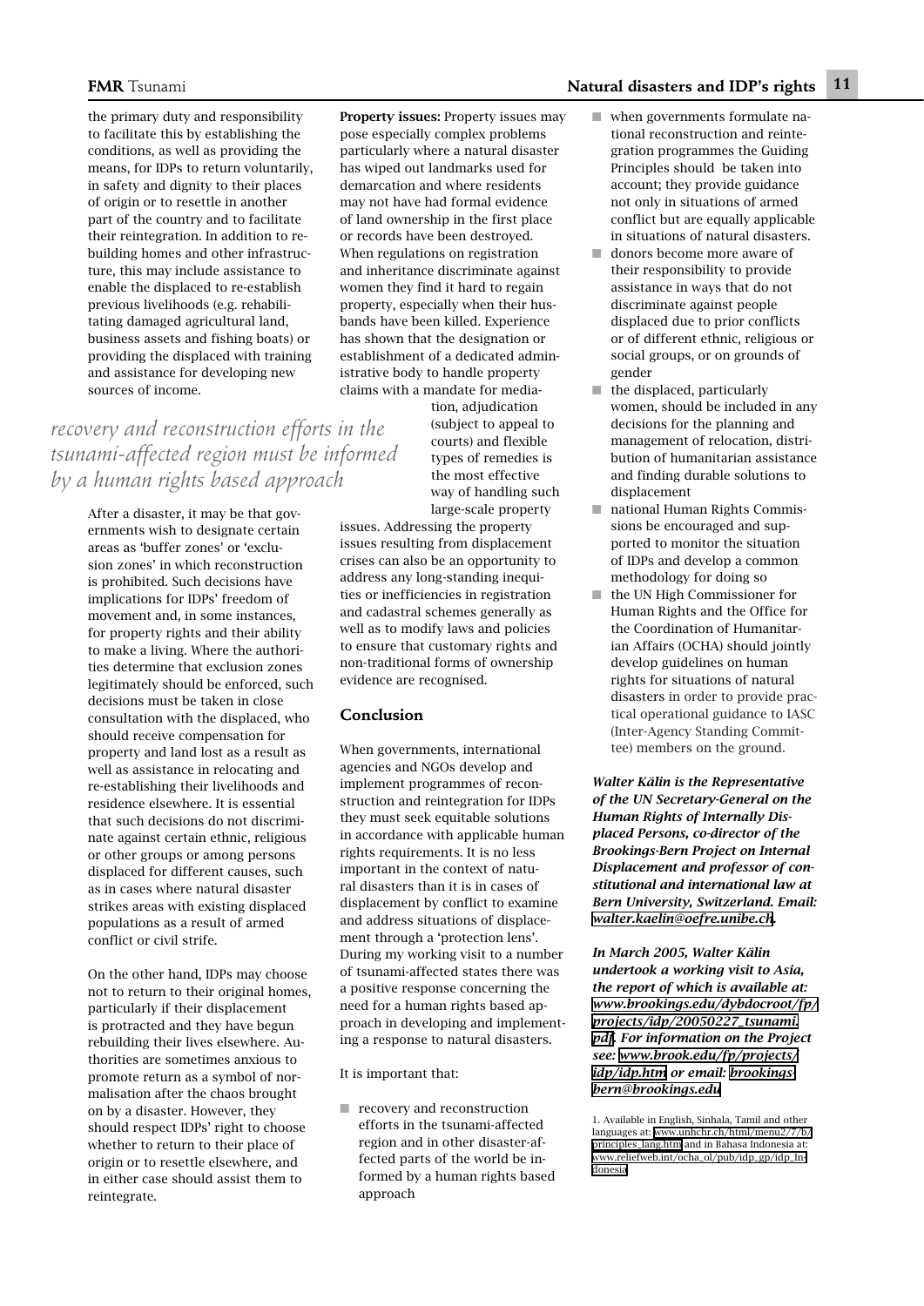the primary duty and responsibility to facilitate this by establishing the conditions, as well as providing the means, for IDPs to return voluntarily, in safety and dignity to their places of origin or to resettle in another part of the country and to facilitate their reintegration. In addition to rebuilding homes and other infrastructure, this may include assistance to enable the displaced to re-establish previous livelihoods (e.g. rehabilitating damaged agricultural land, business assets and fishing boats) or providing the displaced with training and assistance for developing new sources of income.

*recovery and reconstruction efforts in the tsunami-affected region must be informed by a human rights based approach*

After a disaster, it may be that governments wish to designate certain areas as 'buffer zones' or 'exclusion zones' in which reconstruction is prohibited. Such decisions have implications for IDPs' freedom of movement and, in some instances, for property rights and their ability to make a living. Where the authorities determine that exclusion zones legitimately should be enforced, such decisions must be taken in close consultation with the displaced, who should receive compensation for property and land lost as a result as well as assistance in relocating and re-establishing their livelihoods and residence elsewhere. It is essential that such decisions do not discriminate against certain ethnic, religious or other groups or among persons displaced for different causes, such as in cases where natural disaster strikes areas with existing displaced populations as a result of armed conflict or civil strife.

On the other hand, IDPs may choose not to return to their original homes, particularly if their displacement is protracted and they have begun rebuilding their lives elsewhere. Authorities are sometimes anxious to promote return as a symbol of normalisation after the chaos brought on by a disaster. However, they should respect IDPs' right to choose whether to return to their place of origin or to resettle elsewhere, and in either case should assist them to reintegrate.

**Property issues:** Property issues may pose especially complex problems particularly where a natural disaster has wiped out landmarks used for demarcation and where residents may not have had formal evidence of land ownership in the first place or records have been destroyed. When regulations on registration and inheritance discriminate against women they find it hard to regain property, especially when their husbands have been killed. Experience has shown that the designation or establishment of a dedicated administrative body to handle property claims with a mandate for mediation, adjudication (subject to appeal to courts) and flexible types of remedies is the most effective way of handling such large-scale property issues. Addressing the property issues resulting from displacement crises can also be an opportunity to address any long-standing inequities or inefficiencies in registration and cadastral schemes generally as well as to modify laws and policies to ensure that customary rights and non-traditional forms of ownership evidence are recognised.

## Conclusion

When governments, international agencies and NGOs develop and implement programmes of reconstruction and reintegration for IDPs they must seek equitable solutions in accordance with applicable human rights requirements. It is no less important in the context of natural disasters than it is in cases of displacement by conflict to examine and address situations of displacement through a 'protection lens'. During my working visit to a number of tsunami-affected states there was a positive response concerning the need for a human rights based approach in developing and implementing a response to natural disasters.

It is important that:

- recovery and reconstruction efforts in the tsunami-affected region and in other disaster-affected parts of the world be informed by a human rights based approach
- when governments formulate national reconstruction and reintegration programmes the Guiding Principles should be taken into account; they provide guidance not only in situations of armed conflict but are equally applicable in situations of natural disasters.
- donors become more aware of their responsibility to provide assistance in ways that do not discriminate against people displaced due to prior conflicts or of different ethnic, religious or social groups, or on grounds of gender
- the displaced, particularly women, should be included in any decisions for the planning and management of relocation, distribution of humanitarian assistance and finding durable solutions to displacement
- national Human Rights Commissions be encouraged and supported to monitor the situation of IDPs and develop a common methodology for doing so
- the UN High Commissioner for Human Rights and the Office for the Coordination of Humanitarian Affairs (OCHA) should jointly develop guidelines on human rights for situations of natural disasters in order to provide practical operational guidance to IASC (Inter-Agency Standing Committee) members on the ground.

***Walter Kälin is the Representative of the UN Secretary-General on the Human Rights of Internally Displaced Persons, co-director of the Brookings-Bern Project on Internal Displacement and professor of constitutional and international law at Bern University, Switzerland. Email: walter.kaelin@oefre.unibe.ch.***

***In March 2005, Walter Kälin undertook a working visit to Asia, the report of which is available at: www.brookings.edu/dybdocroot/fp/projects/idp/20050227_tsunami.pdf. For information on the Project see: www.brook.edu/fp/projects/idp/idp.htm or email: brookings-bern@brookings.edu***

1. Available in English, Sinhala, Tamil and other languages at: www.unhchr.ch/html/menu2/7/b/principles_lang.htm and in Bahasa Indonesia at: www.reliefweb.int/ocha_ol/pub/idp_gp/idp_Indonesia